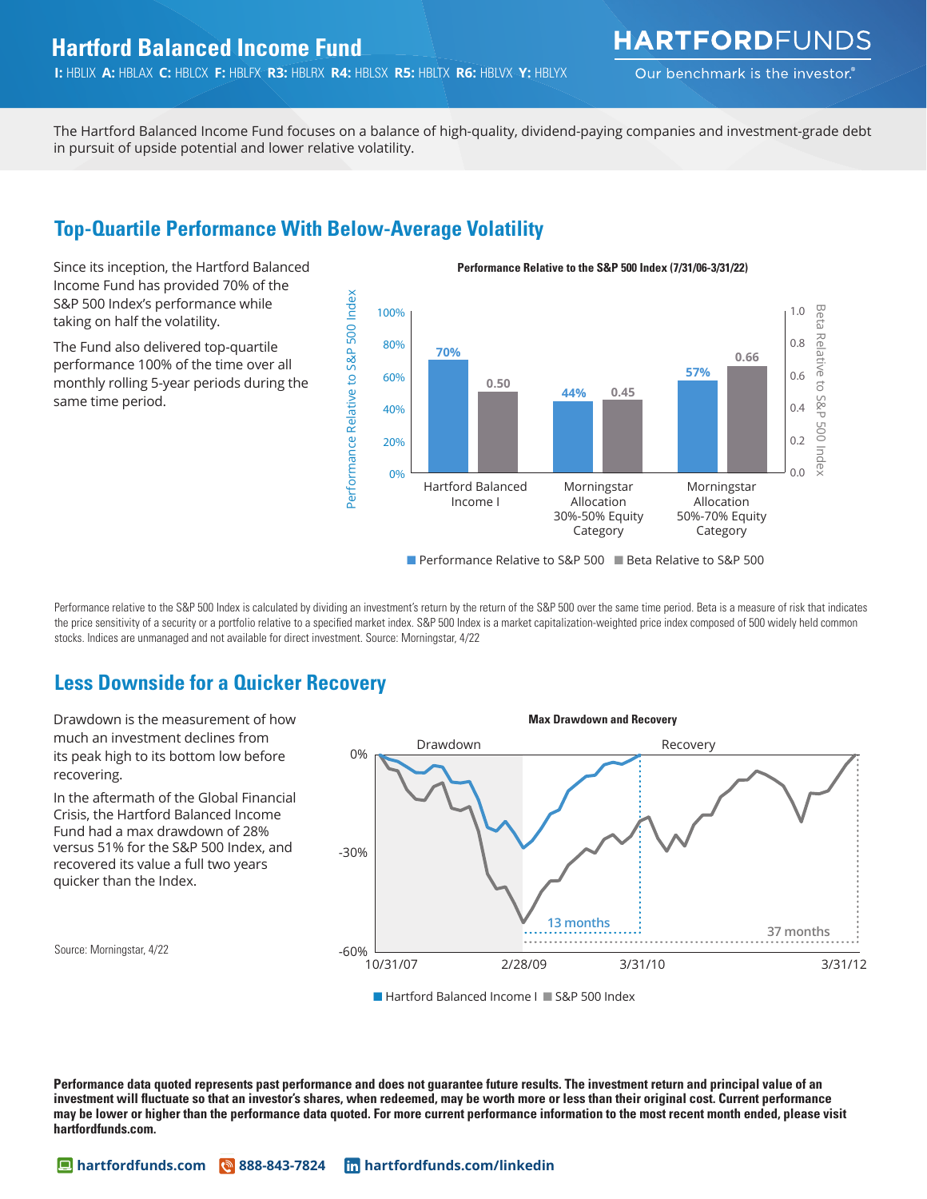# Hartford Balanced Income Fund

**I:** HBLIX **A:** HBLAX **C:** HBLCX **F:** HBLFX **R3:** HBLRX **R4:** HBLSX **R5:** HBLTX **R6:** HBLVX **Y:** HBLYX

HARTFORDFUNDS
Our benchmark is the investor.®

The Hartford Balanced Income Fund focuses on a balance of high-quality, dividend-paying companies and investment-grade debt in pursuit of upside potential and lower relative volatility.

## Top-Quartile Performance With Below-Average Volatility

Since its inception, the Hartford Balanced Income Fund has provided 70% of the S&P 500 Index's performance while taking on half the volatility.

The Fund also delivered top-quartile performance 100% of the time over all monthly rolling 5-year periods during the same time period.

**Performance Relative to the S&P 500 Index (7/31/06-3/31/22)**

| | Performance Relative to S&P 500 | Beta Relative to S&P 500 |
|---|---|---|
| Hartford Balanced Income I | 70% | 0.50 |
| Morningstar Allocation 30%-50% Equity Category | 44% | 0.45 |
| Morningstar Allocation 50%-70% Equity Category | 57% | 0.66 |

Performance relative to the S&P 500 Index is calculated by dividing an investment's return by the return of the S&P 500 over the same time period. Beta is a measure of risk that indicates the price sensitivity of a security or a portfolio relative to a specified market index. S&P 500 Index is a market capitalization-weighted price index composed of 500 widely held common stocks. Indices are unmanaged and not available for direct investment. Source: Morningstar, 4/22

## Less Downside for a Quicker Recovery

Drawdown is the measurement of how much an investment declines from its peak high to its bottom low before recovering.

In the aftermath of the Global Financial Crisis, the Hartford Balanced Income Fund had a max drawdown of 28% versus 51% for the S&P 500 Index, and recovered its value a full two years quicker than the Index.

Source: Morningstar, 4/22

**Max Drawdown and Recovery**

Drawdown: 10/31/07 – 2/28/09. Recovery: Hartford Balanced Income I — 13 months (to 3/31/10); S&P 500 Index — 37 months (to 3/31/12).

■ Hartford Balanced Income I ■ S&P 500 Index

**Performance data quoted represents past performance and does not guarantee future results. The investment return and principal value of an investment will fluctuate so that an investor's shares, when redeemed, may be worth more or less than their original cost. Current performance may be lower or higher than the performance data quoted. For more current performance information to the most recent month ended, please visit hartfordfunds.com.**

hartfordfunds.com | 888-843-7824 | hartfordfunds.com/linkedin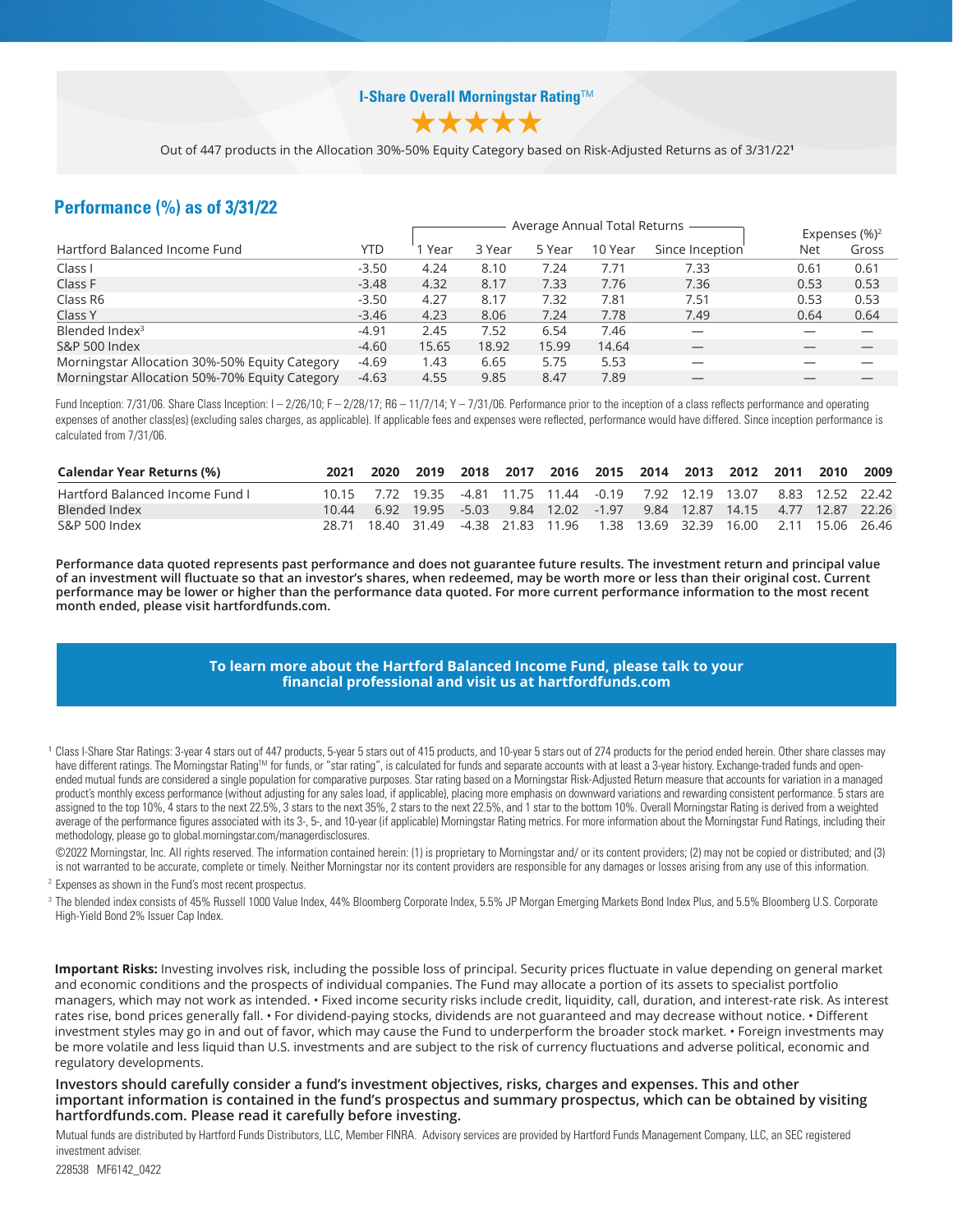**I-Share Overall Morningstar Rating™**

★★★★★

Out of 447 products in the Allocation 30%-50% Equity Category based on Risk-Adjusted Returns as of 3/31/22[1]

## Performance (%) as of 3/31/22

| | | Average Annual Total Returns | | | | | Expenses (%)[2] | |
|---|---|---|---|---|---|---|---|---|
| Hartford Balanced Income Fund | YTD | 1 Year | 3 Year | 5 Year | 10 Year | Since Inception | Net | Gross |
| Class I | -3.50 | 4.24 | 8.10 | 7.24 | 7.71 | 7.33 | 0.61 | 0.61 |
| Class F | -3.48 | 4.32 | 8.17 | 7.33 | 7.76 | 7.36 | 0.53 | 0.53 |
| Class R6 | -3.50 | 4.27 | 8.17 | 7.32 | 7.81 | 7.51 | 0.53 | 0.53 |
| Class Y | -3.46 | 4.23 | 8.06 | 7.24 | 7.78 | 7.49 | 0.64 | 0.64 |
| Blended Index[3] | -4.91 | 2.45 | 7.52 | 6.54 | 7.46 | — | — | — |
| S&P 500 Index | -4.60 | 15.65 | 18.92 | 15.99 | 14.64 | — | — | — |
| Morningstar Allocation 30%-50% Equity Category | -4.69 | 1.43 | 6.65 | 5.75 | 5.53 | — | — | — |
| Morningstar Allocation 50%-70% Equity Category | -4.63 | 4.55 | 9.85 | 8.47 | 7.89 | — | — | — |

Fund Inception: 7/31/06. Share Class Inception: I – 2/26/10; F – 2/28/17; R6 – 11/7/14; Y – 7/31/06. Performance prior to the inception of a class reflects performance and operating expenses of another class(es) (excluding sales charges, as applicable). If applicable fees and expenses were reflected, performance would have differed. Since inception performance is calculated from 7/31/06.

| Calendar Year Returns (%) | 2021 | 2020 | 2019 | 2018 | 2017 | 2016 | 2015 | 2014 | 2013 | 2012 | 2011 | 2010 | 2009 |
|---|---|---|---|---|---|---|---|---|---|---|---|---|---|
| Hartford Balanced Income Fund I | 10.15 | 7.72 | 19.35 | -4.81 | 11.75 | 11.44 | -0.19 | 7.92 | 12.19 | 13.07 | 8.83 | 12.52 | 22.42 |
| Blended Index | 10.44 | 6.92 | 19.95 | -5.03 | 9.84 | 12.02 | -1.97 | 9.84 | 12.87 | 14.15 | 4.77 | 12.87 | 22.26 |
| S&P 500 Index | 28.71 | 18.40 | 31.49 | -4.38 | 21.83 | 11.96 | 1.38 | 13.69 | 32.39 | 16.00 | 2.11 | 15.06 | 26.46 |

**Performance data quoted represents past performance and does not guarantee future results. The investment return and principal value of an investment will fluctuate so that an investor's shares, when redeemed, may be worth more or less than their original cost. Current performance may be lower or higher than the performance data quoted. For more current performance information to the most recent month ended, please visit hartfordfunds.com.**

**To learn more about the Hartford Balanced Income Fund, please talk to your financial professional and visit us at hartfordfunds.com**

[1] Class I-Share Star Ratings: 3-year 4 stars out of 447 products, 5-year 5 stars out of 415 products, and 10-year 5 stars out of 274 products for the period ended herein. Other share classes may have different ratings. The Morningstar Rating™ for funds, or "star rating", is calculated for funds and separate accounts with at least a 3-year history. Exchange-traded funds and open-ended mutual funds are considered a single population for comparative purposes. Star rating based on a Morningstar Risk-Adjusted Return measure that accounts for variation in a managed product's monthly excess performance (without adjusting for any sales load, if applicable), placing more emphasis on downward variations and rewarding consistent performance. 5 stars are assigned to the top 10%, 4 stars to the next 22.5%, 3 stars to the next 35%, 2 stars to the next 22.5%, and 1 star to the bottom 10%. Overall Morningstar Rating is derived from a weighted average of the performance figures associated with its 3-, 5-, and 10-year (if applicable) Morningstar Rating metrics. For more information about the Morningstar Fund Ratings, including their methodology, please go to global.morningstar.com/managerdisclosures.

©2022 Morningstar, Inc. All rights reserved. The information contained herein: (1) is proprietary to Morningstar and/ or its content providers; (2) may not be copied or distributed; and (3) is not warranted to be accurate, complete or timely. Neither Morningstar nor its content providers are responsible for any damages or losses arising from any use of this information.

[2] Expenses as shown in the Fund's most recent prospectus.

[3] The blended index consists of 45% Russell 1000 Value Index, 44% Bloomberg Corporate Index, 5.5% JP Morgan Emerging Markets Bond Index Plus, and 5.5% Bloomberg U.S. Corporate High-Yield Bond 2% Issuer Cap Index.

**Important Risks:** Investing involves risk, including the possible loss of principal. Security prices fluctuate in value depending on general market and economic conditions and the prospects of individual companies. The Fund may allocate a portion of its assets to specialist portfolio managers, which may not work as intended. • Fixed income security risks include credit, liquidity, call, duration, and interest-rate risk. As interest rates rise, bond prices generally fall. • For dividend-paying stocks, dividends are not guaranteed and may decrease without notice. • Different investment styles may go in and out of favor, which may cause the Fund to underperform the broader stock market. • Foreign investments may be more volatile and less liquid than U.S. investments and are subject to the risk of currency fluctuations and adverse political, economic and regulatory developments.

**Investors should carefully consider a fund's investment objectives, risks, charges and expenses. This and other important information is contained in the fund's prospectus and summary prospectus, which can be obtained by visiting hartfordfunds.com. Please read it carefully before investing.**

Mutual funds are distributed by Hartford Funds Distributors, LLC, Member FINRA. Advisory services are provided by Hartford Funds Management Company, LLC, an SEC registered investment adviser.

228538 MF6142_0422